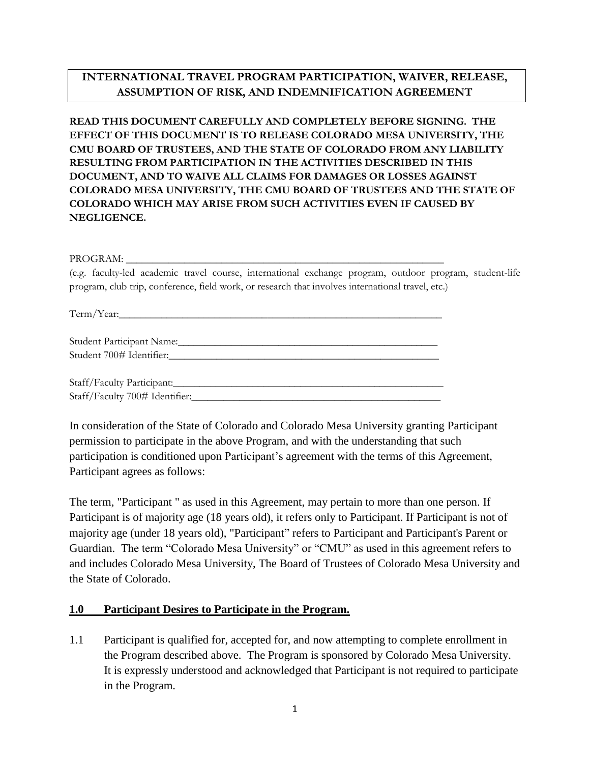# INTERNATIONAL TRAVEL PROGRAM PARTICIPATION, WAIVER, RELEASE, ASSUMPTION OF RISK, AND INDEMNIFICATION AGREEMENT

**READ THIS DOCUMENT CAREFULLY AND COMPLETELY BEFORE SIGNING. THE EFFECT OF THIS DOCUMENT IS TO RELEASE COLORADO MESA UNIVERSITY, THE CMU BOARD OF TRUSTEES, AND THE STATE OF COLORADO FROM ANY LIABILITY RESULTING FROM PARTICIPATION IN THE ACTIVITIES DESCRIBED IN THIS DOCUMENT, AND TO WAIVE ALL CLAIMS FOR DAMAGES OR LOSSES AGAINST COLORADO MESA UNIVERSITY, THE CMU BOARD OF TRUSTEES AND THE STATE OF COLORADO WHICH MAY ARISE FROM SUCH ACTIVITIES EVEN IF CAUSED BY NEGLIGENCE.**

PROGRAM: ____________________________________________________________

(e.g. faculty-led academic travel course, international exchange program, outdoor program, student-life program, club trip, conference, field work, or research that involves international travel, etc.)

Term/Year:____________________________________________________________

Student Participant Name:_____________________________________________
Student 700# Identifier:_______________________________________________

Staff/Faculty Participant:_______________________________________________
Staff/Faculty 700# Identifier:___________________________________________

In consideration of the State of Colorado and Colorado Mesa University granting Participant permission to participate in the above Program, and with the understanding that such participation is conditioned upon Participant's agreement with the terms of this Agreement, Participant agrees as follows:

The term, "Participant " as used in this Agreement, may pertain to more than one person. If Participant is of majority age (18 years old), it refers only to Participant. If Participant is not of majority age (under 18 years old), "Participant" refers to Participant and Participant's Parent or Guardian. The term "Colorado Mesa University" or "CMU" as used in this agreement refers to and includes Colorado Mesa University, The Board of Trustees of Colorado Mesa University and the State of Colorado.

## 1.0 Participant Desires to Participate in the Program.

1.1 Participant is qualified for, accepted for, and now attempting to complete enrollment in the Program described above. The Program is sponsored by Colorado Mesa University. It is expressly understood and acknowledged that Participant is not required to participate in the Program.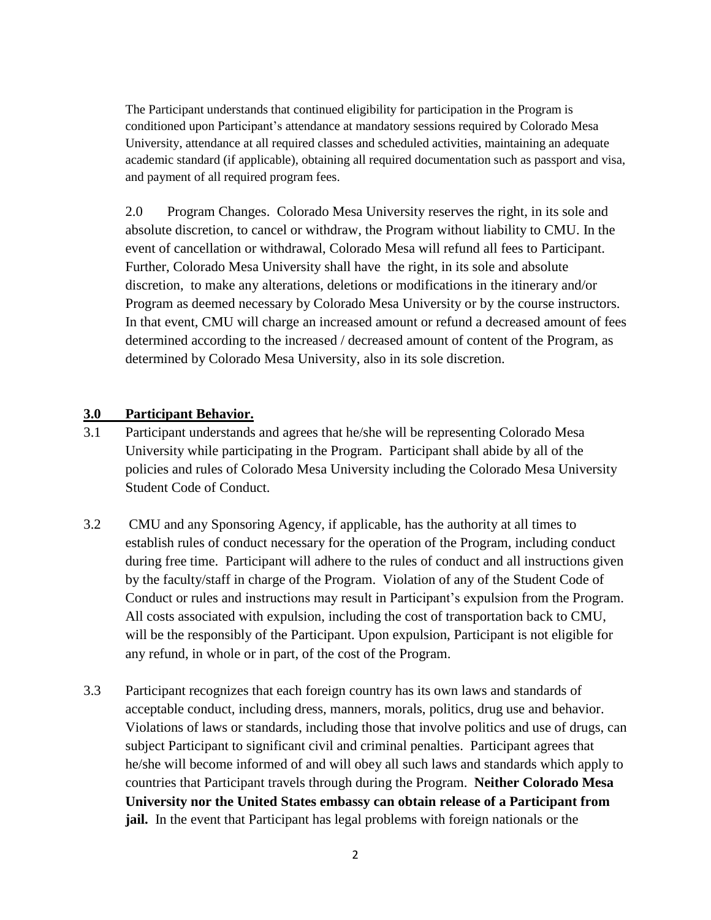The Participant understands that continued eligibility for participation in the Program is conditioned upon Participant's attendance at mandatory sessions required by Colorado Mesa University, attendance at all required classes and scheduled activities, maintaining an adequate academic standard (if applicable), obtaining all required documentation such as passport and visa, and payment of all required program fees.

2.0 Program Changes. Colorado Mesa University reserves the right, in its sole and absolute discretion, to cancel or withdraw, the Program without liability to CMU. In the event of cancellation or withdrawal, Colorado Mesa will refund all fees to Participant. Further, Colorado Mesa University shall have the right, in its sole and absolute discretion, to make any alterations, deletions or modifications in the itinerary and/or Program as deemed necessary by Colorado Mesa University or by the course instructors. In that event, CMU will charge an increased amount or refund a decreased amount of fees determined according to the increased / decreased amount of content of the Program, as determined by Colorado Mesa University, also in its sole discretion.

## 3.0 Participant Behavior.

3.1 Participant understands and agrees that he/she will be representing Colorado Mesa University while participating in the Program. Participant shall abide by all of the policies and rules of Colorado Mesa University including the Colorado Mesa University Student Code of Conduct.

3.2 CMU and any Sponsoring Agency, if applicable, has the authority at all times to establish rules of conduct necessary for the operation of the Program, including conduct during free time. Participant will adhere to the rules of conduct and all instructions given by the faculty/staff in charge of the Program. Violation of any of the Student Code of Conduct or rules and instructions may result in Participant's expulsion from the Program. All costs associated with expulsion, including the cost of transportation back to CMU, will be the responsibly of the Participant. Upon expulsion, Participant is not eligible for any refund, in whole or in part, of the cost of the Program.

3.3 Participant recognizes that each foreign country has its own laws and standards of acceptable conduct, including dress, manners, morals, politics, drug use and behavior. Violations of laws or standards, including those that involve politics and use of drugs, can subject Participant to significant civil and criminal penalties. Participant agrees that he/she will become informed of and will obey all such laws and standards which apply to countries that Participant travels through during the Program. **Neither Colorado Mesa University nor the United States embassy can obtain release of a Participant from jail.** In the event that Participant has legal problems with foreign nationals or the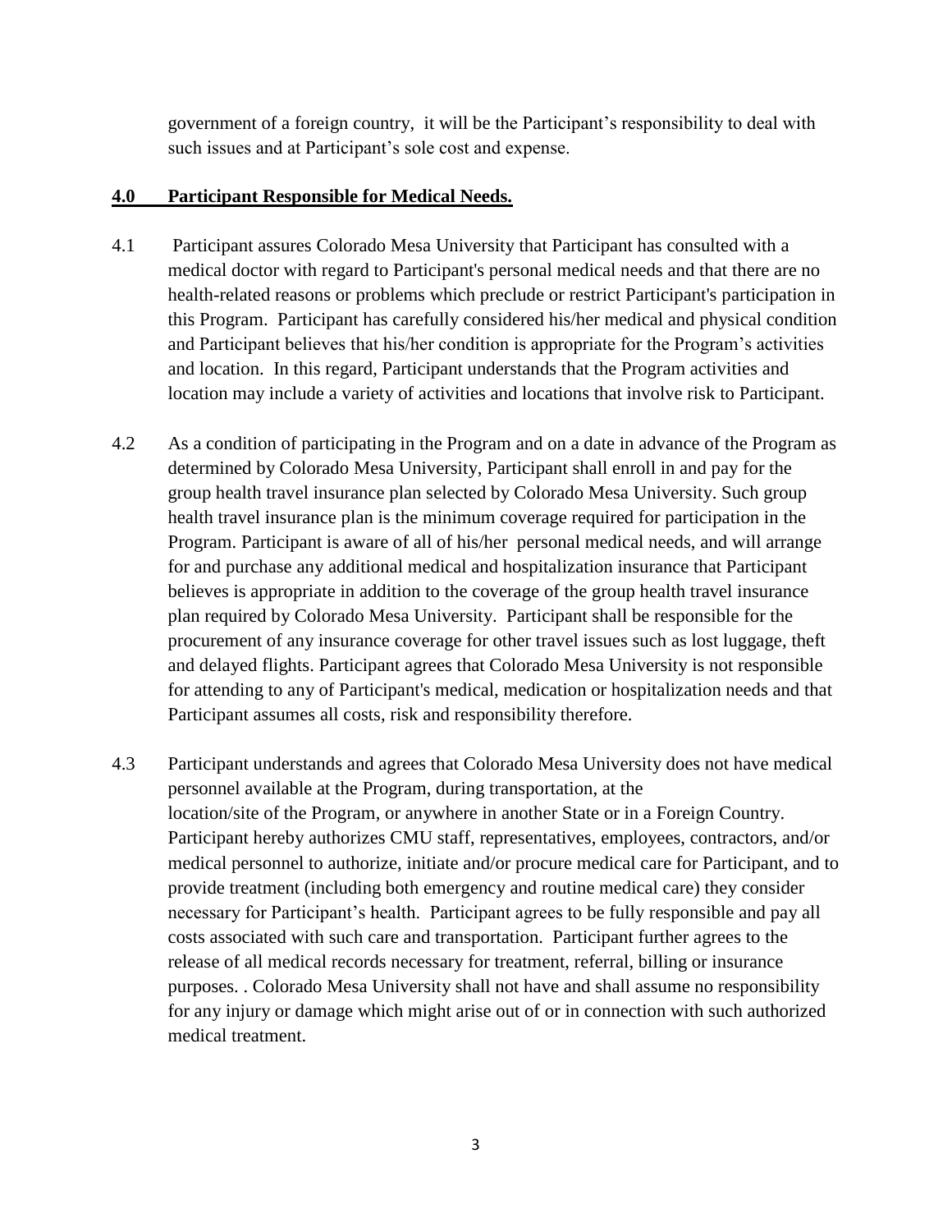government of a foreign country, it will be the Participant's responsibility to deal with such issues and at Participant's sole cost and expense.

## **4.0 Participant Responsible for Medical Needs.**

4.1 Participant assures Colorado Mesa University that Participant has consulted with a medical doctor with regard to Participant's personal medical needs and that there are no health-related reasons or problems which preclude or restrict Participant's participation in this Program. Participant has carefully considered his/her medical and physical condition and Participant believes that his/her condition is appropriate for the Program's activities and location. In this regard, Participant understands that the Program activities and location may include a variety of activities and locations that involve risk to Participant.

4.2 As a condition of participating in the Program and on a date in advance of the Program as determined by Colorado Mesa University, Participant shall enroll in and pay for the group health travel insurance plan selected by Colorado Mesa University. Such group health travel insurance plan is the minimum coverage required for participation in the Program. Participant is aware of all of his/her personal medical needs, and will arrange for and purchase any additional medical and hospitalization insurance that Participant believes is appropriate in addition to the coverage of the group health travel insurance plan required by Colorado Mesa University. Participant shall be responsible for the procurement of any insurance coverage for other travel issues such as lost luggage, theft and delayed flights. Participant agrees that Colorado Mesa University is not responsible for attending to any of Participant's medical, medication or hospitalization needs and that Participant assumes all costs, risk and responsibility therefore.

4.3 Participant understands and agrees that Colorado Mesa University does not have medical personnel available at the Program, during transportation, at the location/site of the Program, or anywhere in another State or in a Foreign Country. Participant hereby authorizes CMU staff, representatives, employees, contractors, and/or medical personnel to authorize, initiate and/or procure medical care for Participant, and to provide treatment (including both emergency and routine medical care) they consider necessary for Participant's health. Participant agrees to be fully responsible and pay all costs associated with such care and transportation. Participant further agrees to the release of all medical records necessary for treatment, referral, billing or insurance purposes. . Colorado Mesa University shall not have and shall assume no responsibility for any injury or damage which might arise out of or in connection with such authorized medical treatment.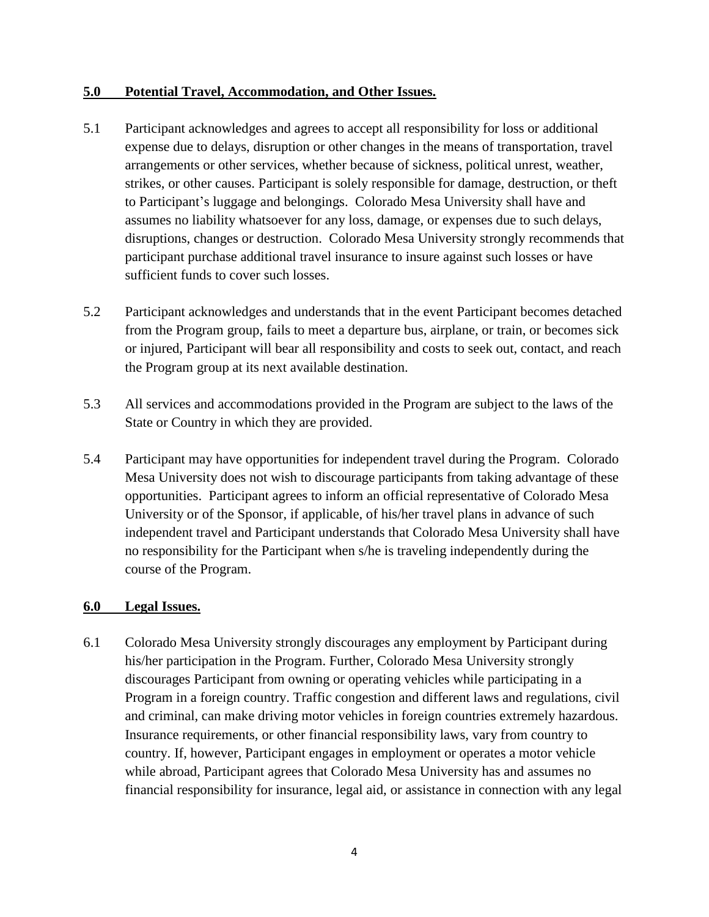## 5.0 Potential Travel, Accommodation, and Other Issues.

5.1 Participant acknowledges and agrees to accept all responsibility for loss or additional expense due to delays, disruption or other changes in the means of transportation, travel arrangements or other services, whether because of sickness, political unrest, weather, strikes, or other causes. Participant is solely responsible for damage, destruction, or theft to Participant's luggage and belongings. Colorado Mesa University shall have and assumes no liability whatsoever for any loss, damage, or expenses due to such delays, disruptions, changes or destruction. Colorado Mesa University strongly recommends that participant purchase additional travel insurance to insure against such losses or have sufficient funds to cover such losses.

5.2 Participant acknowledges and understands that in the event Participant becomes detached from the Program group, fails to meet a departure bus, airplane, or train, or becomes sick or injured, Participant will bear all responsibility and costs to seek out, contact, and reach the Program group at its next available destination.

5.3 All services and accommodations provided in the Program are subject to the laws of the State or Country in which they are provided.

5.4 Participant may have opportunities for independent travel during the Program. Colorado Mesa University does not wish to discourage participants from taking advantage of these opportunities. Participant agrees to inform an official representative of Colorado Mesa University or of the Sponsor, if applicable, of his/her travel plans in advance of such independent travel and Participant understands that Colorado Mesa University shall have no responsibility for the Participant when s/he is traveling independently during the course of the Program.

## 6.0 Legal Issues.

6.1 Colorado Mesa University strongly discourages any employment by Participant during his/her participation in the Program. Further, Colorado Mesa University strongly discourages Participant from owning or operating vehicles while participating in a Program in a foreign country. Traffic congestion and different laws and regulations, civil and criminal, can make driving motor vehicles in foreign countries extremely hazardous. Insurance requirements, or other financial responsibility laws, vary from country to country. If, however, Participant engages in employment or operates a motor vehicle while abroad, Participant agrees that Colorado Mesa University has and assumes no financial responsibility for insurance, legal aid, or assistance in connection with any legal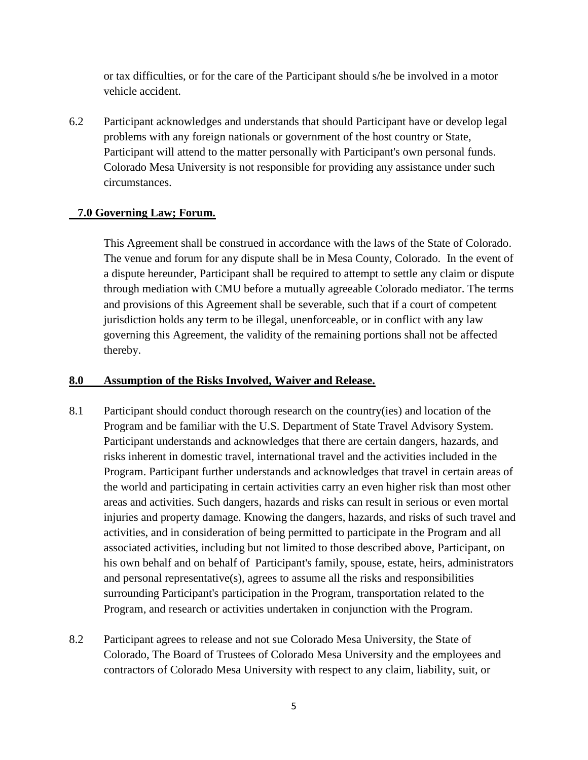or tax difficulties, or for the care of the Participant should s/he be involved in a motor vehicle accident.

6.2 Participant acknowledges and understands that should Participant have or develop legal problems with any foreign nationals or government of the host country or State, Participant will attend to the matter personally with Participant's own personal funds. Colorado Mesa University is not responsible for providing any assistance under such circumstances.

## 7.0 Governing Law; Forum.

This Agreement shall be construed in accordance with the laws of the State of Colorado. The venue and forum for any dispute shall be in Mesa County, Colorado. In the event of a dispute hereunder, Participant shall be required to attempt to settle any claim or dispute through mediation with CMU before a mutually agreeable Colorado mediator. The terms and provisions of this Agreement shall be severable, such that if a court of competent jurisdiction holds any term to be illegal, unenforceable, or in conflict with any law governing this Agreement, the validity of the remaining portions shall not be affected thereby.

## 8.0 Assumption of the Risks Involved, Waiver and Release.

8.1 Participant should conduct thorough research on the country(ies) and location of the Program and be familiar with the U.S. Department of State Travel Advisory System. Participant understands and acknowledges that there are certain dangers, hazards, and risks inherent in domestic travel, international travel and the activities included in the Program. Participant further understands and acknowledges that travel in certain areas of the world and participating in certain activities carry an even higher risk than most other areas and activities. Such dangers, hazards and risks can result in serious or even mortal injuries and property damage. Knowing the dangers, hazards, and risks of such travel and activities, and in consideration of being permitted to participate in the Program and all associated activities, including but not limited to those described above, Participant, on his own behalf and on behalf of Participant's family, spouse, estate, heirs, administrators and personal representative(s), agrees to assume all the risks and responsibilities surrounding Participant's participation in the Program, transportation related to the Program, and research or activities undertaken in conjunction with the Program.

8.2 Participant agrees to release and not sue Colorado Mesa University, the State of Colorado, The Board of Trustees of Colorado Mesa University and the employees and contractors of Colorado Mesa University with respect to any claim, liability, suit, or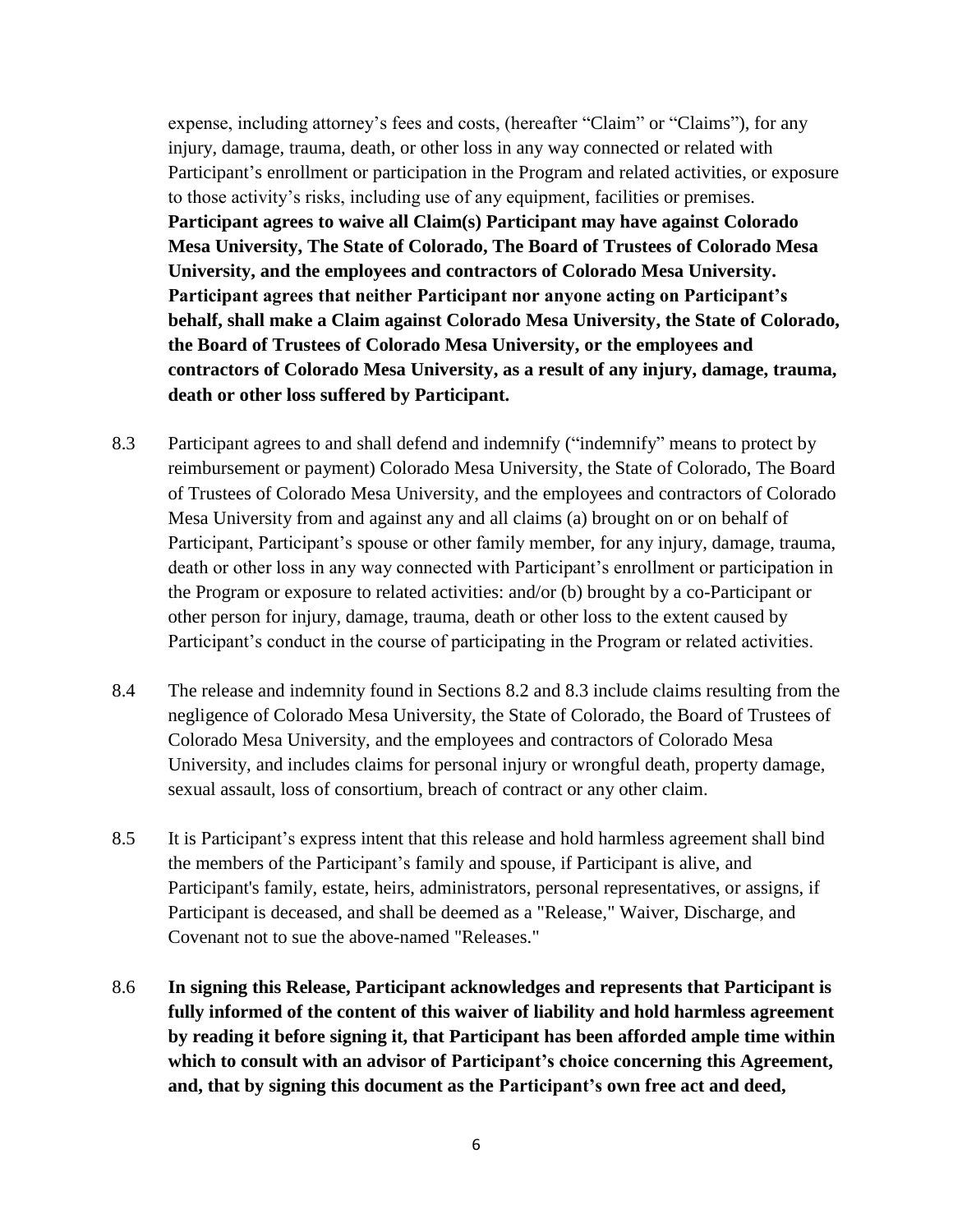expense, including attorney's fees and costs, (hereafter "Claim" or "Claims"), for any injury, damage, trauma, death, or other loss in any way connected or related with Participant's enrollment or participation in the Program and related activities, or exposure to those activity's risks, including use of any equipment, facilities or premises. **Participant agrees to waive all Claim(s) Participant may have against Colorado Mesa University, The State of Colorado, The Board of Trustees of Colorado Mesa University, and the employees and contractors of Colorado Mesa University. Participant agrees that neither Participant nor anyone acting on Participant's behalf, shall make a Claim against Colorado Mesa University, the State of Colorado, the Board of Trustees of Colorado Mesa University, or the employees and contractors of Colorado Mesa University, as a result of any injury, damage, trauma, death or other loss suffered by Participant.**

8.3 Participant agrees to and shall defend and indemnify ("indemnify" means to protect by reimbursement or payment) Colorado Mesa University, the State of Colorado, The Board of Trustees of Colorado Mesa University, and the employees and contractors of Colorado Mesa University from and against any and all claims (a) brought on or on behalf of Participant, Participant's spouse or other family member, for any injury, damage, trauma, death or other loss in any way connected with Participant's enrollment or participation in the Program or exposure to related activities: and/or (b) brought by a co-Participant or other person for injury, damage, trauma, death or other loss to the extent caused by Participant's conduct in the course of participating in the Program or related activities.

8.4 The release and indemnity found in Sections 8.2 and 8.3 include claims resulting from the negligence of Colorado Mesa University, the State of Colorado, the Board of Trustees of Colorado Mesa University, and the employees and contractors of Colorado Mesa University, and includes claims for personal injury or wrongful death, property damage, sexual assault, loss of consortium, breach of contract or any other claim.

8.5 It is Participant's express intent that this release and hold harmless agreement shall bind the members of the Participant's family and spouse, if Participant is alive, and Participant's family, estate, heirs, administrators, personal representatives, or assigns, if Participant is deceased, and shall be deemed as a "Release," Waiver, Discharge, and Covenant not to sue the above-named "Releases."

8.6 **In signing this Release, Participant acknowledges and represents that Participant is fully informed of the content of this waiver of liability and hold harmless agreement by reading it before signing it, that Participant has been afforded ample time within which to consult with an advisor of Participant's choice concerning this Agreement, and, that by signing this document as the Participant's own free act and deed,**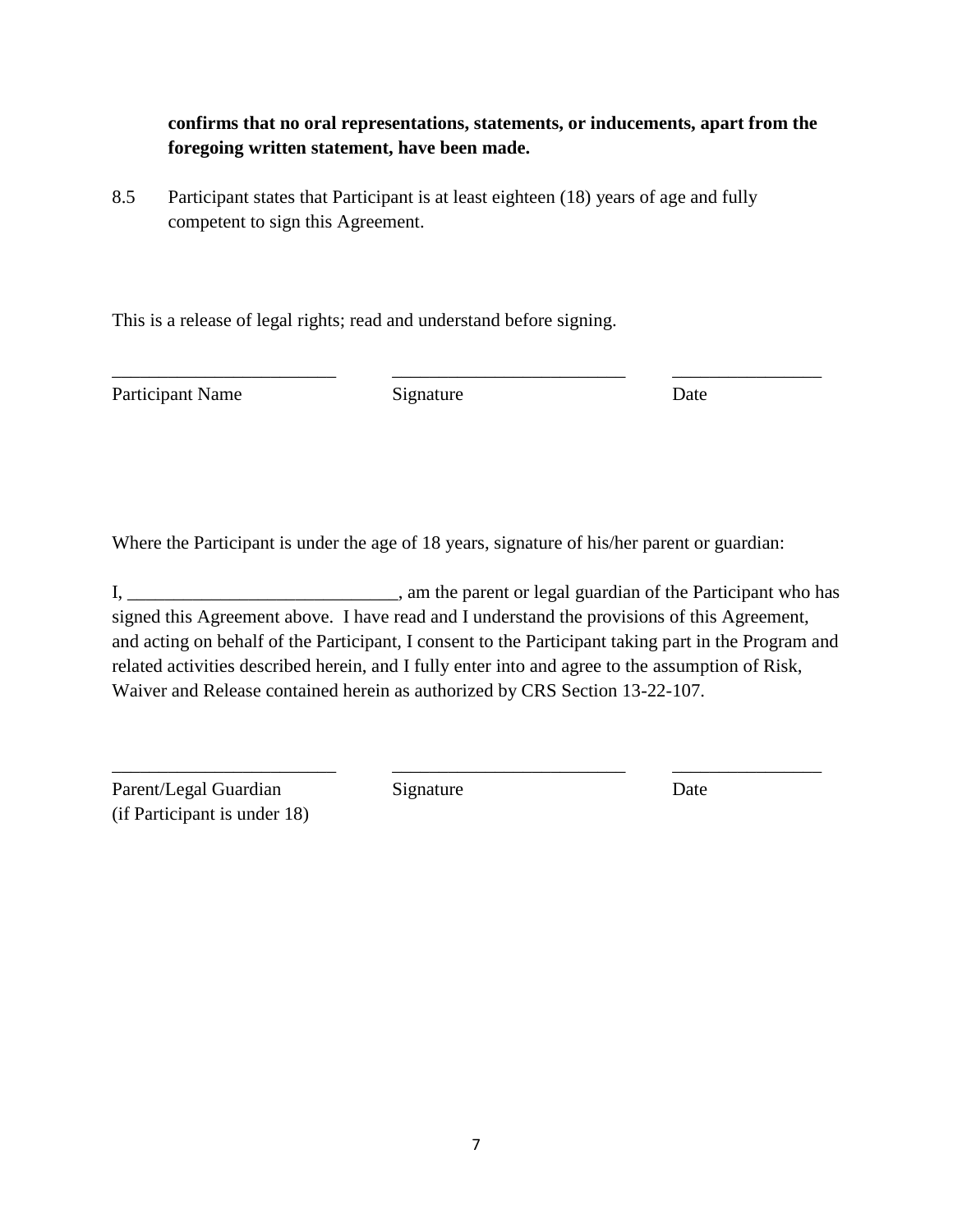**confirms that no oral representations, statements, or inducements, apart from the foregoing written statement, have been made.**

8.5 Participant states that Participant is at least eighteen (18) years of age and fully competent to sign this Agreement.

This is a release of legal rights; read and understand before signing.

| | | |
|---|---|---|
| ________________________ | _________________________ | ________________ |
| Participant Name | Signature | Date |

Where the Participant is under the age of 18 years, signature of his/her parent or guardian:

I, ____________________________, am the parent or legal guardian of the Participant who has signed this Agreement above. I have read and I understand the provisions of this Agreement, and acting on behalf of the Participant, I consent to the Participant taking part in the Program and related activities described herein, and I fully enter into and agree to the assumption of Risk, Waiver and Release contained herein as authorized by CRS Section 13-22-107.

| | | |
|---|---|---|
| ________________________ | _________________________ | ________________ |
| Parent/Legal Guardian (if Participant is under 18) | Signature | Date |